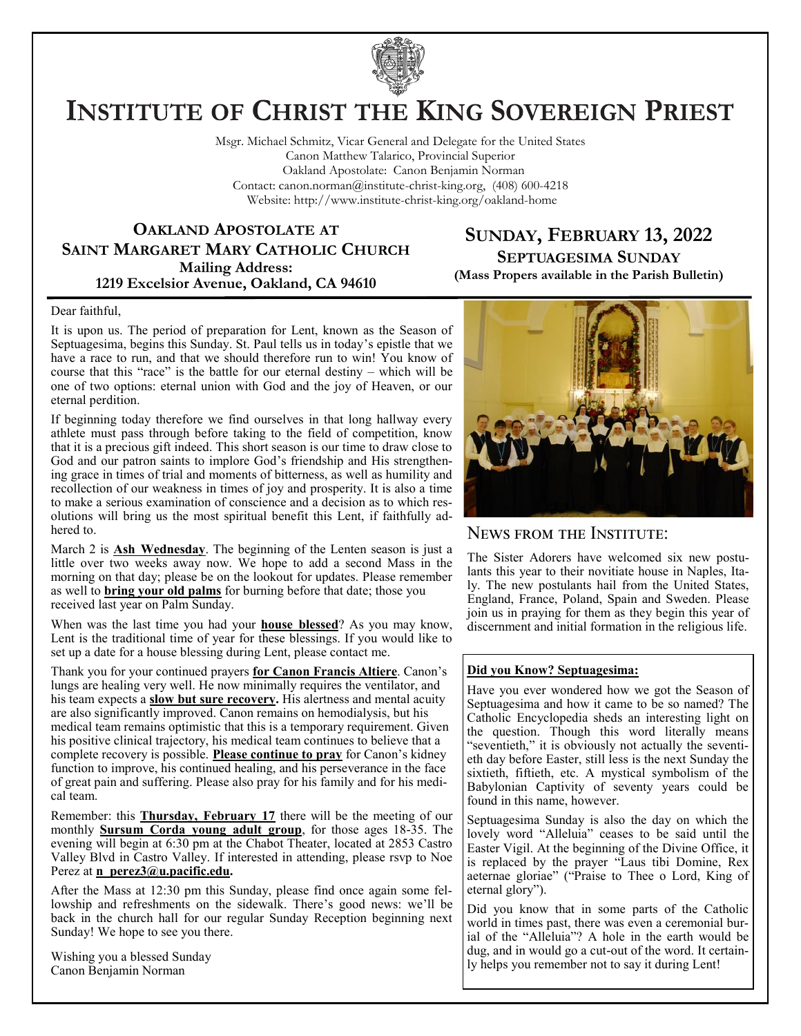# Institute of Christ the King Sovereign Priest

Msgr. Michael Schmitz, Vicar General and Delegate for the United States
Canon Matthew Talarico, Provincial Superior
Oakland Apostolate: Canon Benjamin Norman
Contact: canon.norman@institute-christ-king.org, (408) 600-4218
Website: http://www.institute-christ-king.org/oakland-home

## Oakland Apostolate at Saint Margaret Mary Catholic Church

**Mailing Address:**
**1219 Excelsior Avenue, Oakland, CA 94610**

## Sunday, February 13, 2022

### Septuagesima Sunday

**(Mass Propers available in the Parish Bulletin)**

Dear faithful,

It is upon us. The period of preparation for Lent, known as the Season of Septuagesima, begins this Sunday. St. Paul tells us in today's epistle that we have a race to run, and that we should therefore run to win! You know of course that this "race" is the battle for our eternal destiny – which will be one of two options: eternal union with God and the joy of Heaven, or our eternal perdition.

If beginning today therefore we find ourselves in that long hallway every athlete must pass through before taking to the field of competition, know that it is a precious gift indeed. This short season is our time to draw close to God and our patron saints to implore God's friendship and His strengthening grace in times of trial and moments of bitterness, as well as humility and recollection of our weakness in times of joy and prosperity. It is also a time to make a serious examination of conscience and a decision as to which resolutions will bring us the most spiritual benefit this Lent, if faithfully adhered to.

March 2 is **Ash Wednesday**. The beginning of the Lenten season is just a little over two weeks away now. We hope to add a second Mass in the morning on that day; please be on the lookout for updates. Please remember as well to **bring your old palms** for burning before that date; those you received last year on Palm Sunday.

When was the last time you had your **house blessed**? As you may know, Lent is the traditional time of year for these blessings. If you would like to set up a date for a house blessing during Lent, please contact me.

Thank you for your continued prayers **for Canon Francis Altiere**. Canon's lungs are healing very well. He now minimally requires the ventilator, and his team expects a **slow but sure recovery.** His alertness and mental acuity are also significantly improved. Canon remains on hemodialysis, but his medical team remains optimistic that this is a temporary requirement. Given his positive clinical trajectory, his medical team continues to believe that a complete recovery is possible. **Please continue to pray** for Canon's kidney function to improve, his continued healing, and his perseverance in the face of great pain and suffering. Please also pray for his family and for his medical team.

Remember: this **Thursday, February 17** there will be the meeting of our monthly **Sursum Corda young adult group**, for those ages 18-35. The evening will begin at 6:30 pm at the Chabot Theater, located at 2853 Castro Valley Blvd in Castro Valley. If interested in attending, please rsvp to Noe Perez at **n_perez3@u.pacific.edu.**

After the Mass at 12:30 pm this Sunday, please find once again some fellowship and refreshments on the sidewalk. There's good news: we'll be back in the church hall for our regular Sunday Reception beginning next Sunday! We hope to see you there.

Wishing you a blessed Sunday
Canon Benjamin Norman

## News from the Institute:

The Sister Adorers have welcomed six new postulants this year to their novitiate house in Naples, Italy. The new postulants hail from the United States, England, France, Poland, Spain and Sweden. Please join us in praying for them as they begin this year of discernment and initial formation in the religious life.

**Did you Know? Septuagesima:**

Have you ever wondered how we got the Season of Septuagesima and how it came to be so named? The Catholic Encyclopedia sheds an interesting light on the question. Though this word literally means "seventieth," it is obviously not actually the seventieth day before Easter, still less is the next Sunday the sixtieth, fiftieth, etc. A mystical symbolism of the Babylonian Captivity of seventy years could be found in this name, however.

Septuagesima Sunday is also the day on which the lovely word "Alleluia" ceases to be said until the Easter Vigil. At the beginning of the Divine Office, it is replaced by the prayer "Laus tibi Domine, Rex aeternae gloriae" ("Praise to Thee o Lord, King of eternal glory").

Did you know that in some parts of the Catholic world in times past, there was even a ceremonial burial of the "Alleluia"? A hole in the earth would be dug, and in would go a cut-out of the word. It certainly helps you remember not to say it during Lent!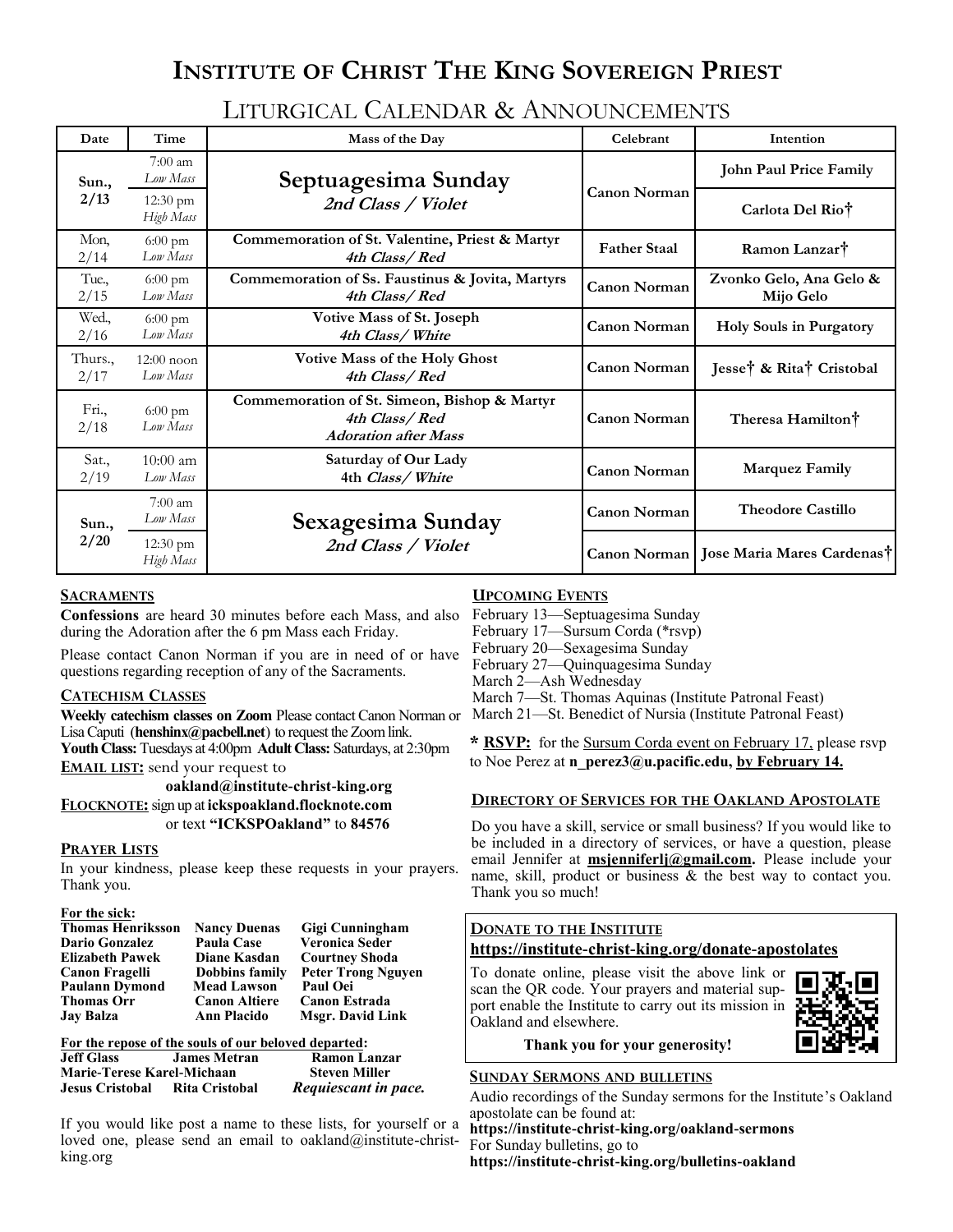# Institute of Christ The King Sovereign Priest

## Liturgical Calendar & Announcements

| Date | Time | Mass of the Day | Celebrant | Intention |
|---|---|---|---|---|
| **Sun., 2/13** | 7:00 am *Low Mass* | **Septuagesima Sunday** *2nd Class / Violet* | **Canon Norman** | **John Paul Price Family** |
| | 12:30 pm *High Mass* | | | **Carlota Del Rio†** |
| Mon, 2/14 | 6:00 pm *Low Mass* | **Commemoration of St. Valentine, Priest & Martyr** *4th Class/ Red* | **Father Staal** | **Ramon Lanzar†** |
| Tue., 2/15 | 6:00 pm *Low Mass* | **Commemoration of Ss. Faustinus & Jovita, Martyrs** *4th Class/ Red* | **Canon Norman** | **Zvonko Gelo, Ana Gelo & Mijo Gelo** |
| Wed., 2/16 | 6:00 pm *Low Mass* | **Votive Mass of St. Joseph** *4th Class/ White* | **Canon Norman** | **Holy Souls in Purgatory** |
| Thurs., 2/17 | 12:00 noon *Low Mass* | **Votive Mass of the Holy Ghost** *4th Class/ Red* | **Canon Norman** | **Jesse† & Rita† Cristobal** |
| Fri., 2/18 | 6:00 pm *Low Mass* | **Commemoration of St. Simeon, Bishop & Martyr** *4th Class/ Red* *Adoration after Mass* | **Canon Norman** | **Theresa Hamilton†** |
| Sat., 2/19 | 10:00 am *Low Mass* | **Saturday of Our Lady** 4th *Class/ White* | **Canon Norman** | **Marquez Family** |
| **Sun., 2/20** | 7:00 am *Low Mass* | **Sexagesima Sunday** *2nd Class / Violet* | **Canon Norman** | **Theodore Castillo** |
| | 12:30 pm *High Mass* | | **Canon Norman** | **Jose Maria Mares Cardenas†** |

### Sacraments

**Confessions** are heard 30 minutes before each Mass, and also during the Adoration after the 6 pm Mass each Friday.

Please contact Canon Norman if you are in need of or have questions regarding reception of any of the Sacraments.

### Catechism Classes

**Weekly catechism classes on Zoom** Please contact Canon Norman or Lisa Caputi (**henshinx@pacbell.net**) to request the Zoom link.
**Youth Class:** Tuesdays at 4:00pm **Adult Class:** Saturdays, at 2:30pm

**Email list:** send your request to **oakland@institute-christ-king.org**

**Flocknote:** sign up at **ickspoakland.flocknote.com** or text **"ICKSPOakland"** to **84576**

### Prayer Lists

In your kindness, please keep these requests in your prayers. Thank you.

**For the sick:**

| | | |
|---|---|---|
| **Thomas Henriksson** | **Nancy Duenas** | **Gigi Cunningham** |
| **Dario Gonzalez** | **Paula Case** | **Veronica Seder** |
| **Elizabeth Pawek** | **Diane Kasdan** | **Courtney Shoda** |
| **Canon Fragelli** | **Dobbins family** | **Peter Trong Nguyen** |
| **Paulann Dymond** | **Mead Lawson** | **Paul Oei** |
| **Thomas Orr** | **Canon Altiere** | **Canon Estrada** |
| **Jay Balza** | **Ann Placido** | **Msgr. David Link** |

**For the repose of the souls of our beloved departed:**

| | | |
|---|---|---|
| **Jeff Glass** | **James Metran** | **Ramon Lanzar** |
| **Marie-Terese Karel-Michaan** | | **Steven Miller** |
| **Jesus Cristobal** | **Rita Cristobal** | ***Requiescant in pace.*** |

If you would like post a name to these lists, for yourself or a loved one, please send an email to oakland@institute-christ-king.org

### Upcoming Events

February 13—Septuagesima Sunday
February 17—Sursum Corda (*rsvp)
February 20—Sexagesima Sunday
February 27—Quinquagesima Sunday
March 2—Ash Wednesday
March 7—St. Thomas Aquinas (Institute Patronal Feast)
March 21—St. Benedict of Nursia (Institute Patronal Feast)

**\* RSVP:** for the Sursum Corda event on February 17, please rsvp to Noe Perez at **n_perez3@u.pacific.edu, by February 14.**

### Directory of Services for the Oakland Apostolate

Do you have a skill, service or small business? If you would like to be included in a directory of services, or have a question, please email Jennifer at **msjenniferlj@gmail.com.** Please include your name, skill, product or business & the best way to contact you. Thank you so much!

### Donate to the Institute

**https://institute-christ-king.org/donate-apostolates**

To donate online, please visit the above link or scan the QR code. Your prayers and material support enable the Institute to carry out its mission in Oakland and elsewhere.

**Thank you for your generosity!**

### Sunday Sermons and Bulletins

Audio recordings of the Sunday sermons for the Institute's Oakland apostolate can be found at:
**https://institute-christ-king.org/oakland-sermons**
For Sunday bulletins, go to
**https://institute-christ-king.org/bulletins-oakland**